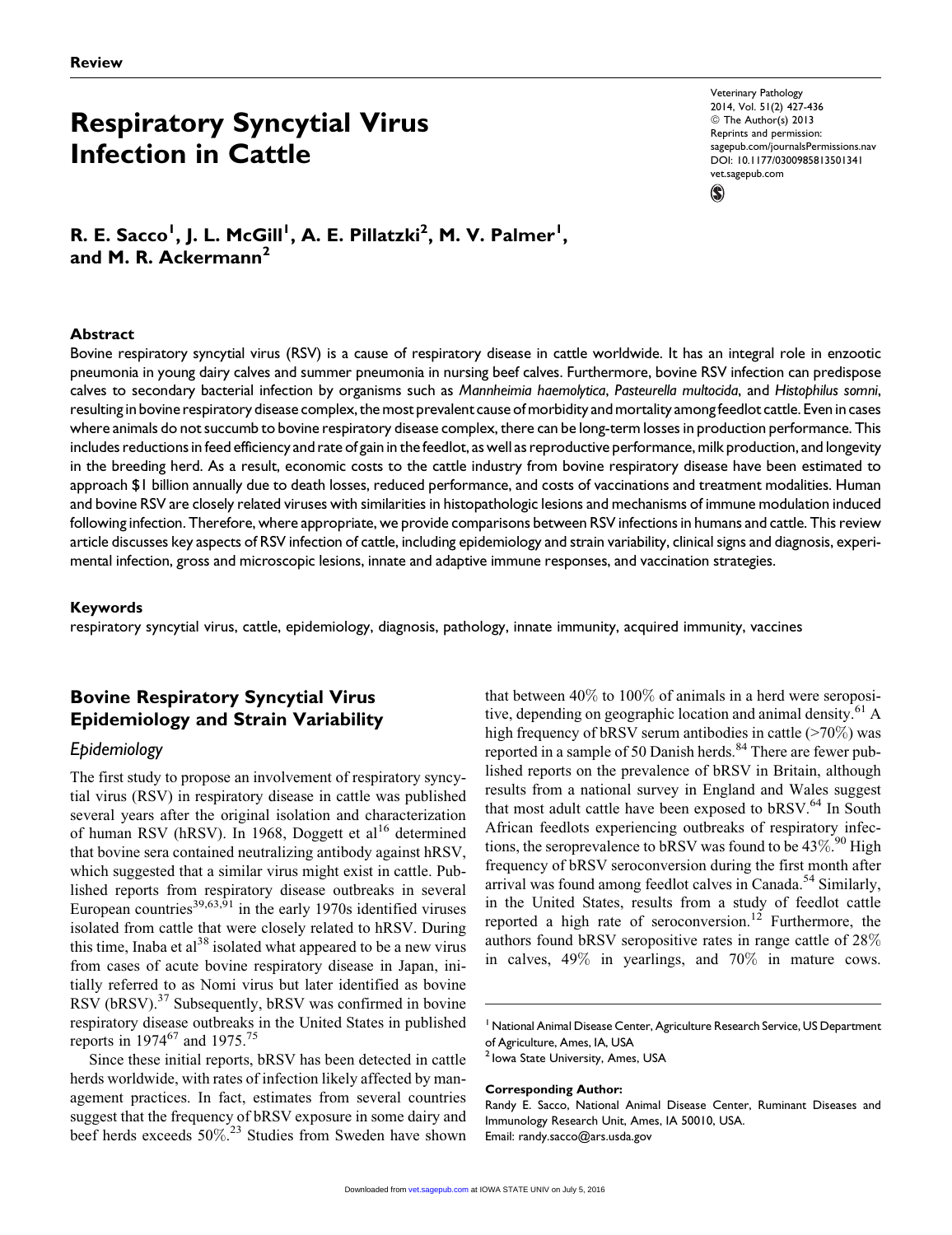Review

# Respiratory Syncytial Virus Infection in Cattle

**R. E. Sacco[1], J. L. McGill[1], A. E. Pillatzki[2], M. V. Palmer[1], and M. R. Ackermann[2]**

## Abstract

Bovine respiratory syncytial virus (RSV) is a cause of respiratory disease in cattle worldwide. It has an integral role in enzootic pneumonia in young dairy calves and summer pneumonia in nursing beef calves. Furthermore, bovine RSV infection can predispose calves to secondary bacterial infection by organisms such as *Mannheimia haemolytica*, *Pasteurella multocida*, and *Histophilus somni*, resulting in bovine respiratory disease complex, the most prevalent cause of morbidity and mortality among feedlot cattle. Even in cases where animals do not succumb to bovine respiratory disease complex, there can be long-term losses in production performance. This includes reductions in feed efficiency and rate of gain in the feedlot, as well as reproductive performance, milk production, and longevity in the breeding herd. As a result, economic costs to the cattle industry from bovine respiratory disease have been estimated to approach $1 billion annually due to death losses, reduced performance, and costs of vaccinations and treatment modalities. Human and bovine RSV are closely related viruses with similarities in histopathologic lesions and mechanisms of immune modulation induced following infection. Therefore, where appropriate, we provide comparisons between RSV infections in humans and cattle. This review article discusses key aspects of RSV infection of cattle, including epidemiology and strain variability, clinical signs and diagnosis, experimental infection, gross and microscopic lesions, innate and adaptive immune responses, and vaccination strategies.

## Keywords

respiratory syncytial virus, cattle, epidemiology, diagnosis, pathology, innate immunity, acquired immunity, vaccines

## Bovine Respiratory Syncytial Virus Epidemiology and Strain Variability

### Epidemiology

The first study to propose an involvement of respiratory syncytial virus (RSV) in respiratory disease in cattle was published several years after the original isolation and characterization of human RSV (hRSV). In 1968, Doggett et al[16] determined that bovine sera contained neutralizing antibody against hRSV, which suggested that a similar virus might exist in cattle. Published reports from respiratory disease outbreaks in several European countries[39,63,91] in the early 1970s identified viruses isolated from cattle that were closely related to hRSV. During this time, Inaba et al[38] isolated what appeared to be a new virus from cases of acute bovine respiratory disease in Japan, initially referred to as Nomi virus but later identified as bovine RSV (bRSV).[37] Subsequently, bRSV was confirmed in bovine respiratory disease outbreaks in the United States in published reports in 1974[67] and 1975.[75]

Since these initial reports, bRSV has been detected in cattle herds worldwide, with rates of infection likely affected by management practices. In fact, estimates from several countries suggest that the frequency of bRSV exposure in some dairy and beef herds exceeds 50%.[23] Studies from Sweden have shown that between 40% to 100% of animals in a herd were seropositive, depending on geographic location and animal density.[61] A high frequency of bRSV serum antibodies in cattle (>70%) was reported in a sample of 50 Danish herds.[84] There are fewer published reports on the prevalence of bRSV in Britain, although results from a national survey in England and Wales suggest that most adult cattle have been exposed to bRSV.[64] In South African feedlots experiencing outbreaks of respiratory infections, the seroprevalence to bRSV was found to be 43%.[90] High frequency of bRSV seroconversion during the first month after arrival was found among feedlot calves in Canada.[54] Similarly, in the United States, results from a study of feedlot cattle reported a high rate of seroconversion.[12] Furthermore, the authors found bRSV seropositive rates in range cattle of 28% in calves, 49% in yearlings, and 70% in mature cows.

---

[1] National Animal Disease Center, Agriculture Research Service, US Department of Agriculture, Ames, IA, USA
[2] Iowa State University, Ames, USA

**Corresponding Author:**
Randy E. Sacco, National Animal Disease Center, Ruminant Diseases and Immunology Research Unit, Ames, IA 50010, USA.
Email: randy.sacco@ars.usda.gov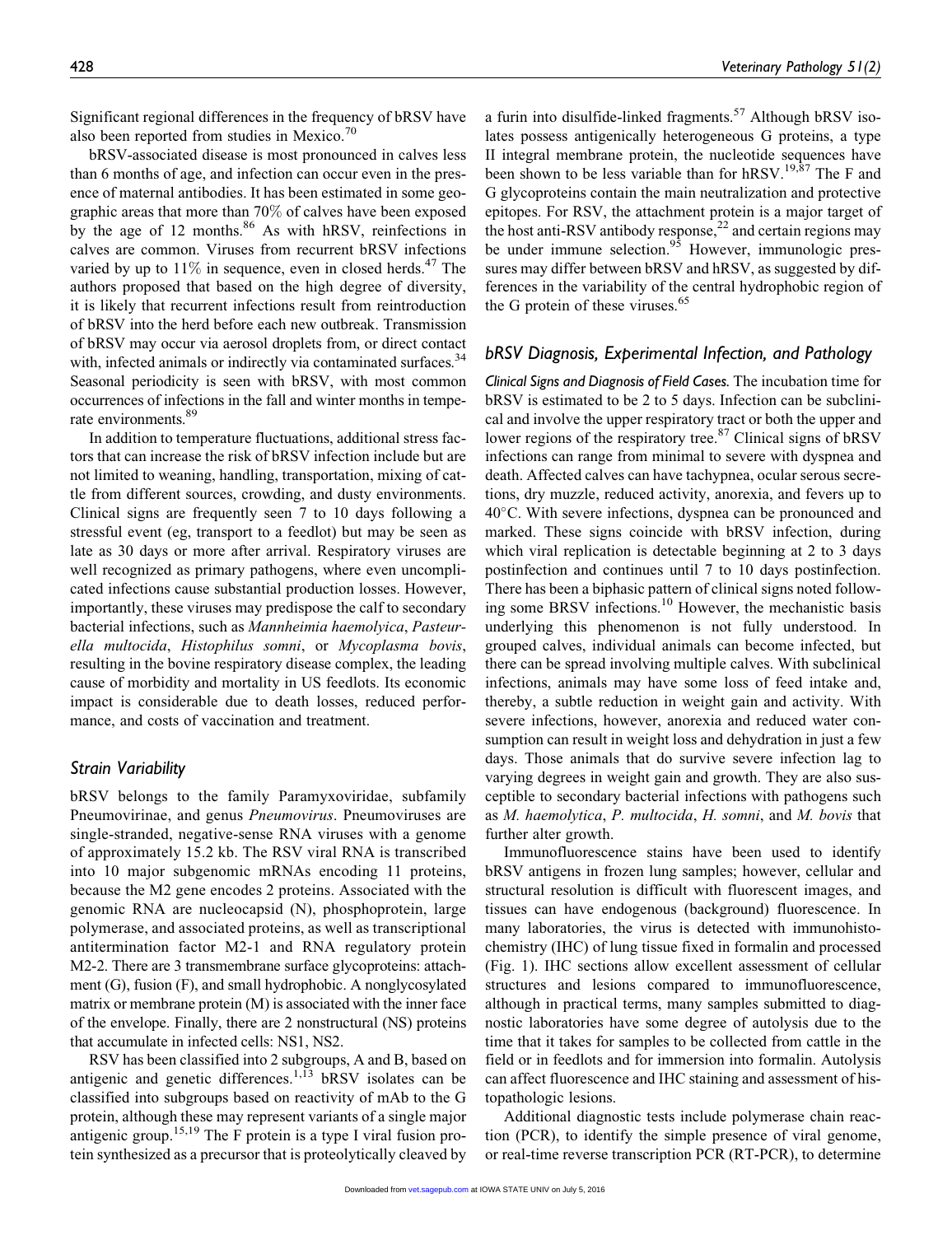Significant regional differences in the frequency of bRSV have also been reported from studies in Mexico.[70]

bRSV-associated disease is most pronounced in calves less than 6 months of age, and infection can occur even in the presence of maternal antibodies. It has been estimated in some geographic areas that more than 70% of calves have been exposed by the age of 12 months.[86] As with hRSV, reinfections in calves are common. Viruses from recurrent bRSV infections varied by up to 11% in sequence, even in closed herds.[47] The authors proposed that based on the high degree of diversity, it is likely that recurrent infections result from reintroduction of bRSV into the herd before each new outbreak. Transmission of bRSV may occur via aerosol droplets from, or direct contact with, infected animals or indirectly via contaminated surfaces.[34] Seasonal periodicity is seen with bRSV, with most common occurrences of infections in the fall and winter months in temperate environments.[89]

In addition to temperature fluctuations, additional stress factors that can increase the risk of bRSV infection include but are not limited to weaning, handling, transportation, mixing of cattle from different sources, crowding, and dusty environments. Clinical signs are frequently seen 7 to 10 days following a stressful event (eg, transport to a feedlot) but may be seen as late as 30 days or more after arrival. Respiratory viruses are well recognized as primary pathogens, where even uncomplicated infections cause substantial production losses. However, importantly, these viruses may predispose the calf to secondary bacterial infections, such as *Mannheimia haemolyica*, *Pasteurella multocida*, *Histophilus somni*, or *Mycoplasma bovis*, resulting in the bovine respiratory disease complex, the leading cause of morbidity and mortality in US feedlots. Its economic impact is considerable due to death losses, reduced performance, and costs of vaccination and treatment.

## Strain Variability

bRSV belongs to the family Paramyxoviridae, subfamily Pneumovirinae, and genus *Pneumovirus*. Pneumoviruses are single-stranded, negative-sense RNA viruses with a genome of approximately 15.2 kb. The RSV viral RNA is transcribed into 10 major subgenomic mRNAs encoding 11 proteins, because the M2 gene encodes 2 proteins. Associated with the genomic RNA are nucleocapsid (N), phosphoprotein, large polymerase, and associated proteins, as well as transcriptional antitermination factor M2-1 and RNA regulatory protein M2-2. There are 3 transmembrane surface glycoproteins: attachment (G), fusion (F), and small hydrophobic. A nonglycosylated matrix or membrane protein (M) is associated with the inner face of the envelope. Finally, there are 2 nonstructural (NS) proteins that accumulate in infected cells: NS1, NS2.

RSV has been classified into 2 subgroups, A and B, based on antigenic and genetic differences.[1,13] bRSV isolates can be classified into subgroups based on reactivity of mAb to the G protein, although these may represent variants of a single major antigenic group.[15,19] The F protein is a type I viral fusion protein synthesized as a precursor that is proteolytically cleaved by a furin into disulfide-linked fragments.[57] Although bRSV isolates possess antigenically heterogeneous G proteins, a type II integral membrane protein, the nucleotide sequences have been shown to be less variable than for hRSV.[19,87] The F and G glycoproteins contain the main neutralization and protective epitopes. For RSV, the attachment protein is a major target of the host anti-RSV antibody response,[22] and certain regions may be under immune selection.[95] However, immunologic pressures may differ between bRSV and hRSV, as suggested by differences in the variability of the central hydrophobic region of the G protein of these viruses.[65]

## bRSV Diagnosis, Experimental Infection, and Pathology

*Clinical Signs and Diagnosis of Field Cases.* The incubation time for bRSV is estimated to be 2 to 5 days. Infection can be subclinical and involve the upper respiratory tract or both the upper and lower regions of the respiratory tree.[87] Clinical signs of bRSV infections can range from minimal to severe with dyspnea and death. Affected calves can have tachypnea, ocular serous secretions, dry muzzle, reduced activity, anorexia, and fevers up to 40°C. With severe infections, dyspnea can be pronounced and marked. These signs coincide with bRSV infection, during which viral replication is detectable beginning at 2 to 3 days postinfection and continues until 7 to 10 days postinfection. There has been a biphasic pattern of clinical signs noted following some BRSV infections.[10] However, the mechanistic basis underlying this phenomenon is not fully understood. In grouped calves, individual animals can become infected, but there can be spread involving multiple calves. With subclinical infections, animals may have some loss of feed intake and, thereby, a subtle reduction in weight gain and activity. With severe infections, however, anorexia and reduced water consumption can result in weight loss and dehydration in just a few days. Those animals that do survive severe infection lag to varying degrees in weight gain and growth. They are also susceptible to secondary bacterial infections with pathogens such as *M. haemolytica*, *P. multocida*, *H. somni*, and *M. bovis* that further alter growth.

Immunofluorescence stains have been used to identify bRSV antigens in frozen lung samples; however, cellular and structural resolution is difficult with fluorescent images, and tissues can have endogenous (background) fluorescence. In many laboratories, the virus is detected with immunohistochemistry (IHC) of lung tissue fixed in formalin and processed (Fig. 1). IHC sections allow excellent assessment of cellular structures and lesions compared to immunofluorescence, although in practical terms, many samples submitted to diagnostic laboratories have some degree of autolysis due to the time that it takes for samples to be collected from cattle in the field or in feedlots and for immersion into formalin. Autolysis can affect fluorescence and IHC staining and assessment of histopathologic lesions.

Additional diagnostic tests include polymerase chain reaction (PCR), to identify the simple presence of viral genome, or real-time reverse transcription PCR (RT-PCR), to determine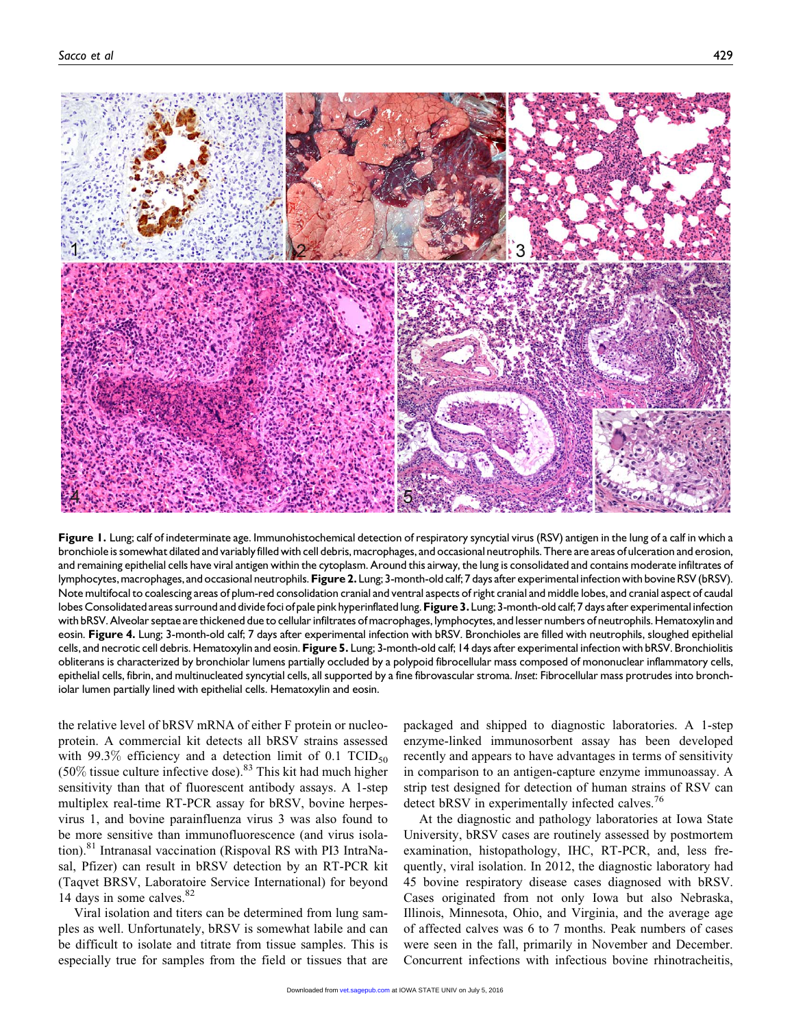**Figure 1.** Lung; calf of indeterminate age. Immunohistochemical detection of respiratory syncytial virus (RSV) antigen in the lung of a calf in which a bronchiole is somewhat dilated and variably filled with cell debris, macrophages, and occasional neutrophils. There are areas of ulceration and erosion, and remaining epithelial cells have viral antigen within the cytoplasm. Around this airway, the lung is consolidated and contains moderate infiltrates of lymphocytes, macrophages, and occasional neutrophils. **Figure 2.** Lung; 3-month-old calf; 7 days after experimental infection with bovine RSV (bRSV). Note multifocal to coalescing areas of plum-red consolidation cranial and ventral aspects of right cranial and middle lobes, and cranial aspect of caudal lobes Consolidated areas surround and divide foci of pale pink hyperinflated lung. **Figure 3.** Lung; 3-month-old calf; 7 days after experimental infection with bRSV. Alveolar septae are thickened due to cellular infiltrates of macrophages, lymphocytes, and lesser numbers of neutrophils. Hematoxylin and eosin. **Figure 4.** Lung; 3-month-old calf; 7 days after experimental infection with bRSV. Bronchioles are filled with neutrophils, sloughed epithelial cells, and necrotic cell debris. Hematoxylin and eosin. **Figure 5.** Lung; 3-month-old calf; 14 days after experimental infection with bRSV. Bronchiolitis obliterans is characterized by bronchiolar lumens partially occluded by a polypoid fibrocellular mass composed of mononuclear inflammatory cells, epithelial cells, fibrin, and multinucleated syncytial cells, all supported by a fine fibrovascular stroma. *Inset*: Fibrocellular mass protrudes into bronchiolar lumen partially lined with epithelial cells. Hematoxylin and eosin.

the relative level of bRSV mRNA of either F protein or nucleoprotein. A commercial kit detects all bRSV strains assessed with 99.3% efficiency and a detection limit of 0.1 $TCID_{50}$ (50% tissue culture infective dose).[83] This kit had much higher sensitivity than that of fluorescent antibody assays. A 1-step multiplex real-time RT-PCR assay for bRSV, bovine herpesvirus 1, and bovine parainfluenza virus 3 was also found to be more sensitive than immunofluorescence (and virus isolation).[81] Intranasal vaccination (Rispoval RS with PI3 IntraNasal, Pfizer) can result in bRSV detection by an RT-PCR kit (Taqvet BRSV, Laboratoire Service International) for beyond 14 days in some calves.[82]

Viral isolation and titers can be determined from lung samples as well. Unfortunately, bRSV is somewhat labile and can be difficult to isolate and titrate from tissue samples. This is especially true for samples from the field or tissues that are packaged and shipped to diagnostic laboratories. A 1-step enzyme-linked immunosorbent assay has been developed recently and appears to have advantages in terms of sensitivity in comparison to an antigen-capture enzyme immunoassay. A strip test designed for detection of human strains of RSV can detect bRSV in experimentally infected calves.[76]

At the diagnostic and pathology laboratories at Iowa State University, bRSV cases are routinely assessed by postmortem examination, histopathology, IHC, RT-PCR, and, less frequently, viral isolation. In 2012, the diagnostic laboratory had 45 bovine respiratory disease cases diagnosed with bRSV. Cases originated from not only Iowa but also Nebraska, Illinois, Minnesota, Ohio, and Virginia, and the average age of affected calves was 6 to 7 months. Peak numbers of cases were seen in the fall, primarily in November and December. Concurrent infections with infectious bovine rhinotracheitis,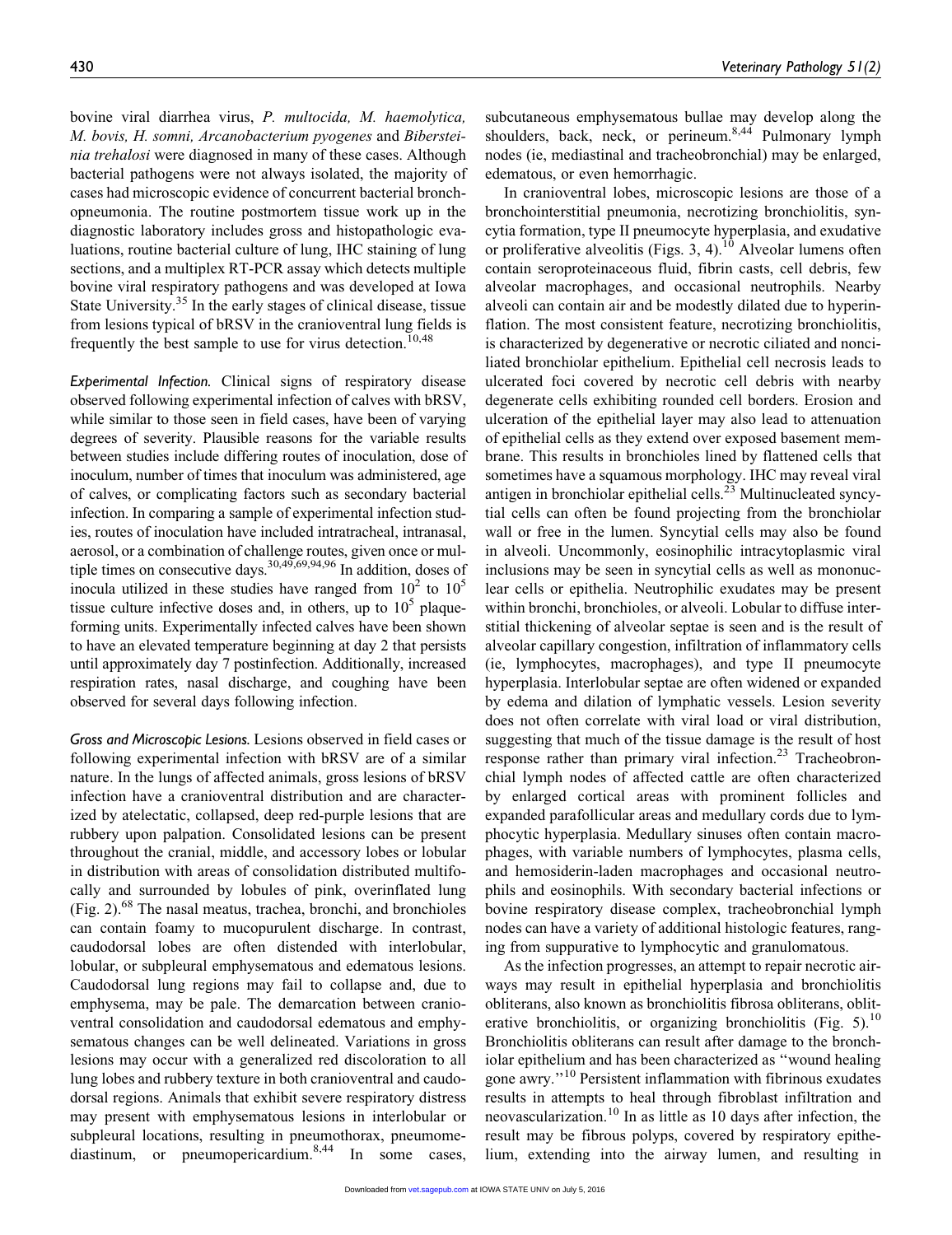bovine viral diarrhea virus, *P. multocida, M. haemolytica, M. bovis, H. somni, Arcanobacterium pyogenes* and *Bibersteinia trehalosi* were diagnosed in many of these cases. Although bacterial pathogens were not always isolated, the majority of cases had microscopic evidence of concurrent bacterial bronchopneumonia. The routine postmortem tissue work up in the diagnostic laboratory includes gross and histopathologic evaluations, routine bacterial culture of lung, IHC staining of lung sections, and a multiplex RT-PCR assay which detects multiple bovine viral respiratory pathogens and was developed at Iowa State University.[35] In the early stages of clinical disease, tissue from lesions typical of bRSV in the cranioventral lung fields is frequently the best sample to use for virus detection.[10,48]

*Experimental Infection.* Clinical signs of respiratory disease observed following experimental infection of calves with bRSV, while similar to those seen in field cases, have been of varying degrees of severity. Plausible reasons for the variable results between studies include differing routes of inoculation, dose of inoculum, number of times that inoculum was administered, age of calves, or complicating factors such as secondary bacterial infection. In comparing a sample of experimental infection studies, routes of inoculation have included intratracheal, intranasal, aerosol, or a combination of challenge routes, given once or multiple times on consecutive days.[30,49,69,94,96] In addition, doses of inocula utilized in these studies have ranged from $10^2$ to $10^5$ tissue culture infective doses and, in others, up to $10^5$ plaque-forming units. Experimentally infected calves have been shown to have an elevated temperature beginning at day 2 that persists until approximately day 7 postinfection. Additionally, increased respiration rates, nasal discharge, and coughing have been observed for several days following infection.

*Gross and Microscopic Lesions.* Lesions observed in field cases or following experimental infection with bRSV are of a similar nature. In the lungs of affected animals, gross lesions of bRSV infection have a cranioventral distribution and are characterized by atelectatic, collapsed, deep red-purple lesions that are rubbery upon palpation. Consolidated lesions can be present throughout the cranial, middle, and accessory lobes or lobular in distribution with areas of consolidation distributed multifocally and surrounded by lobules of pink, overinflated lung (Fig. 2).[68] The nasal meatus, trachea, bronchi, and bronchioles can contain foamy to mucopurulent discharge. In contrast, caudodorsal lobes are often distended with interlobular, lobular, or subpleural emphysematous and edematous lesions. Caudodorsal lung regions may fail to collapse and, due to emphysema, may be pale. The demarcation between cranioventral consolidation and caudodorsal edematous and emphysematous changes can be well delineated. Variations in gross lesions may occur with a generalized red discoloration to all lung lobes and rubbery texture in both cranioventral and caudodorsal regions. Animals that exhibit severe respiratory distress may present with emphysematous lesions in interlobular or subpleural locations, resulting in pneumothorax, pneumomediastinum, or pneumopericardium.[8,44] In some cases, subcutaneous emphysematous bullae may develop along the shoulders, back, neck, or perineum.[8,44] Pulmonary lymph nodes (ie, mediastinal and tracheobronchial) may be enlarged, edematous, or even hemorrhagic.

In cranioventral lobes, microscopic lesions are those of a bronchointerstitial pneumonia, necrotizing bronchiolitis, syncytia formation, type II pneumocyte hyperplasia, and exudative or proliferative alveolitis (Figs. 3, 4).[10] Alveolar lumens often contain seroproteinaceous fluid, fibrin casts, cell debris, few alveolar macrophages, and occasional neutrophils. Nearby alveoli can contain air and be modestly dilated due to hyperinflation. The most consistent feature, necrotizing bronchiolitis, is characterized by degenerative or necrotic ciliated and nonciliated bronchiolar epithelium. Epithelial cell necrosis leads to ulcerated foci covered by necrotic cell debris with nearby degenerate cells exhibiting rounded cell borders. Erosion and ulceration of the epithelial layer may also lead to attenuation of epithelial cells as they extend over exposed basement membrane. This results in bronchioles lined by flattened cells that sometimes have a squamous morphology. IHC may reveal viral antigen in bronchiolar epithelial cells.[23] Multinucleated syncytial cells can often be found projecting from the bronchiolar wall or free in the lumen. Syncytial cells may also be found in alveoli. Uncommonly, eosinophilic intracytoplasmic viral inclusions may be seen in syncytial cells as well as mononuclear cells or epithelia. Neutrophilic exudates may be present within bronchi, bronchioles, or alveoli. Lobular to diffuse interstitial thickening of alveolar septae is seen and is the result of alveolar capillary congestion, infiltration of inflammatory cells (ie, lymphocytes, macrophages), and type II pneumocyte hyperplasia. Interlobular septae are often widened or expanded by edema and dilation of lymphatic vessels. Lesion severity does not often correlate with viral load or viral distribution, suggesting that much of the tissue damage is the result of host response rather than primary viral infection.[23] Tracheobronchial lymph nodes of affected cattle are often characterized by enlarged cortical areas with prominent follicles and expanded parafollicular areas and medullary cords due to lymphocytic hyperplasia. Medullary sinuses often contain macrophages, with variable numbers of lymphocytes, plasma cells, and hemosiderin-laden macrophages and occasional neutrophils and eosinophils. With secondary bacterial infections or bovine respiratory disease complex, tracheobronchial lymph nodes can have a variety of additional histologic features, ranging from suppurative to lymphocytic and granulomatous.

As the infection progresses, an attempt to repair necrotic airways may result in epithelial hyperplasia and bronchiolitis obliterans, also known as bronchiolitis fibrosa obliterans, obliterative bronchiolitis, or organizing bronchiolitis (Fig. 5).[10] Bronchiolitis obliterans can result after damage to the bronchiolar epithelium and has been characterized as "wound healing gone awry."[10] Persistent inflammation with fibrinous exudates results in attempts to heal through fibroblast infiltration and neovascularization.[10] In as little as 10 days after infection, the result may be fibrous polyps, covered by respiratory epithelium, extending into the airway lumen, and resulting in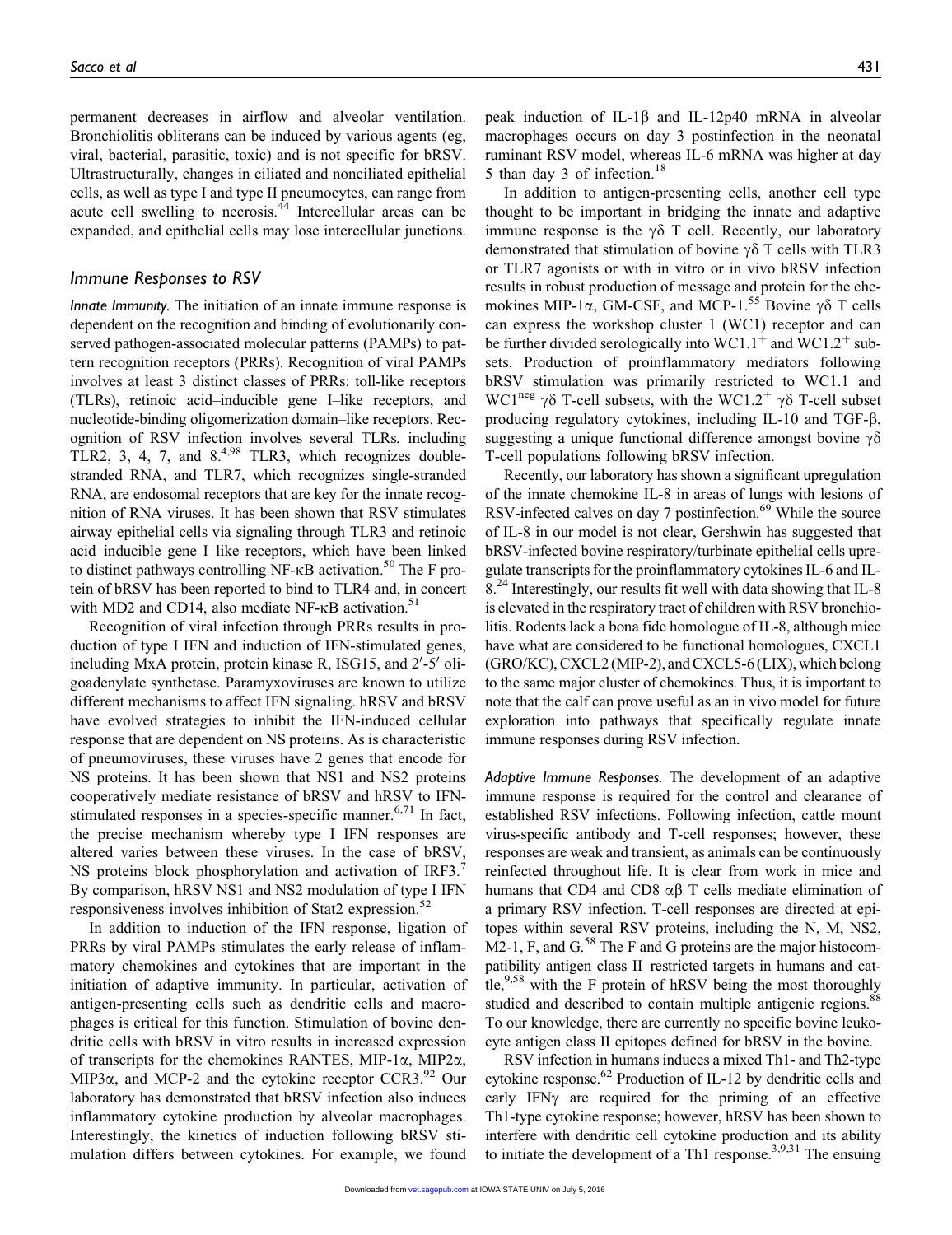permanent decreases in airflow and alveolar ventilation. Bronchiolitis obliterans can be induced by various agents (eg, viral, bacterial, parasitic, toxic) and is not specific for bRSV. Ultrastructurally, changes in ciliated and nonciliated epithelial cells, as well as type I and type II pneumocytes, can range from acute cell swelling to necrosis.[44] Intercellular areas can be expanded, and epithelial cells may lose intercellular junctions.

## Immune Responses to RSV

*Innate Immunity.* The initiation of an innate immune response is dependent on the recognition and binding of evolutionarily conserved pathogen-associated molecular patterns (PAMPs) to pattern recognition receptors (PRRs). Recognition of viral PAMPs involves at least 3 distinct classes of PRRs: toll-like receptors (TLRs), retinoic acid–inducible gene I–like receptors, and nucleotide-binding oligomerization domain–like receptors. Recognition of RSV infection involves several TLRs, including TLR2, 3, 4, 7, and 8.[4,98] TLR3, which recognizes double-stranded RNA, and TLR7, which recognizes single-stranded RNA, are endosomal receptors that are key for the innate recognition of RNA viruses. It has been shown that RSV stimulates airway epithelial cells via signaling through TLR3 and retinoic acid–inducible gene I–like receptors, which have been linked to distinct pathways controlling NF-κB activation.[50] The F protein of bRSV has been reported to bind to TLR4 and, in concert with MD2 and CD14, also mediate NF-κB activation.[51]

Recognition of viral infection through PRRs results in production of type I IFN and induction of IFN-stimulated genes, including MxA protein, protein kinase R, ISG15, and 2′-5′ oligoadenylate synthetase. Paramyxoviruses are known to utilize different mechanisms to affect IFN signaling. hRSV and bRSV have evolved strategies to inhibit the IFN-induced cellular response that are dependent on NS proteins. As is characteristic of pneumoviruses, these viruses have 2 genes that encode for NS proteins. It has been shown that NS1 and NS2 proteins cooperatively mediate resistance of bRSV and hRSV to IFN-stimulated responses in a species-specific manner.[6,71] In fact, the precise mechanism whereby type I IFN responses are altered varies between these viruses. In the case of bRSV, NS proteins block phosphorylation and activation of IRF3.[7] By comparison, hRSV NS1 and NS2 modulation of type I IFN responsiveness involves inhibition of Stat2 expression.[52]

In addition to induction of the IFN response, ligation of PRRs by viral PAMPs stimulates the early release of inflammatory chemokines and cytokines that are important in the initiation of adaptive immunity. In particular, activation of antigen-presenting cells such as dendritic cells and macrophages is critical for this function. Stimulation of bovine dendritic cells with bRSV in vitro results in increased expression of transcripts for the chemokines RANTES, MIP-1α, MIP2α, MIP3α, and MCP-2 and the cytokine receptor CCR3.[92] Our laboratory has demonstrated that bRSV infection also induces inflammatory cytokine production by alveolar macrophages. Interestingly, the kinetics of induction following bRSV stimulation differs between cytokines. For example, we found peak induction of IL-1β and IL-12p40 mRNA in alveolar macrophages occurs on day 3 postinfection in the neonatal ruminant RSV model, whereas IL-6 mRNA was higher at day 5 than day 3 of infection.[18]

In addition to antigen-presenting cells, another cell type thought to be important in bridging the innate and adaptive immune response is the γδ T cell. Recently, our laboratory demonstrated that stimulation of bovine γδ T cells with TLR3 or TLR7 agonists or with in vitro or in vivo bRSV infection results in robust production of message and protein for the chemokines MIP-1α, GM-CSF, and MCP-1.[55] Bovine γδ T cells can express the workshop cluster 1 (WC1) receptor and can be further divided serologically into $WC1.1^+$ and $WC1.2^+$ subsets. Production of proinflammatory mediators following bRSV stimulation was primarily restricted to WC1.1 and $WC1^{neg}$ γδ T-cell subsets, with the $WC1.2^+$ γδ T-cell subset producing regulatory cytokines, including IL-10 and TGF-β, suggesting a unique functional difference amongst bovine γδ T-cell populations following bRSV infection.

Recently, our laboratory has shown a significant upregulation of the innate chemokine IL-8 in areas of lungs with lesions of RSV-infected calves on day 7 postinfection.[69] While the source of IL-8 in our model is not clear, Gershwin has suggested that bRSV-infected bovine respiratory/turbinate epithelial cells upregulate transcripts for the proinflammatory cytokines IL-6 and IL-8.[24] Interestingly, our results fit well with data showing that IL-8 is elevated in the respiratory tract of children with RSV bronchiolitis. Rodents lack a bona fide homologue of IL-8, although mice have what are considered to be functional homologues, CXCL1 (GRO/KC), CXCL2 (MIP-2), and CXCL5-6 (LIX), which belong to the same major cluster of chemokines. Thus, it is important to note that the calf can prove useful as an in vivo model for future exploration into pathways that specifically regulate innate immune responses during RSV infection.

*Adaptive Immune Responses.* The development of an adaptive immune response is required for the control and clearance of established RSV infections. Following infection, cattle mount virus-specific antibody and T-cell responses; however, these responses are weak and transient, as animals can be continuously reinfected throughout life. It is clear from work in mice and humans that CD4 and CD8 αβ T cells mediate elimination of a primary RSV infection. T-cell responses are directed at epitopes within several RSV proteins, including the N, M, NS2, M2-1, F, and G.[58] The F and G proteins are the major histocompatibility antigen class II–restricted targets in humans and cattle,[9,58] with the F protein of hRSV being the most thoroughly studied and described to contain multiple antigenic regions.[88] To our knowledge, there are currently no specific bovine leukocyte antigen class II epitopes defined for bRSV in the bovine.

RSV infection in humans induces a mixed Th1- and Th2-type cytokine response.[62] Production of IL-12 by dendritic cells and early IFNγ are required for the priming of an effective Th1-type cytokine response; however, hRSV has been shown to interfere with dendritic cell cytokine production and its ability to initiate the development of a Th1 response.[3,9,31] The ensuing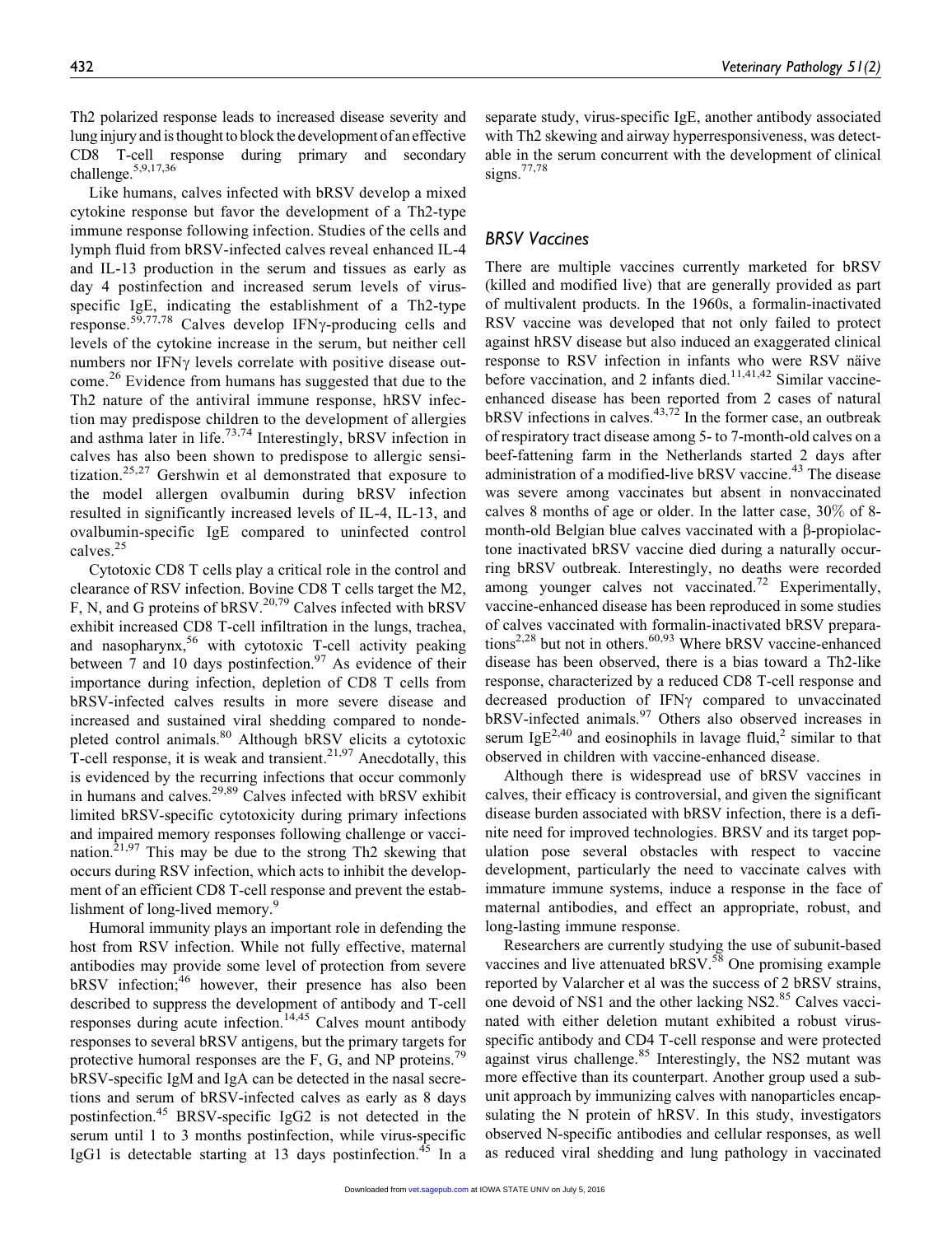Th2 polarized response leads to increased disease severity and lung injury and is thought to block the development of an effective CD8 T-cell response during primary and secondary challenge.[5,9,17,36]

Like humans, calves infected with bRSV develop a mixed cytokine response but favor the development of a Th2-type immune response following infection. Studies of the cells and lymph fluid from bRSV-infected calves reveal enhanced IL-4 and IL-13 production in the serum and tissues as early as day 4 postinfection and increased serum levels of virus-specific IgE, indicating the establishment of a Th2-type response.[59,77,78] Calves develop IFNγ-producing cells and levels of the cytokine increase in the serum, but neither cell numbers nor IFNγ levels correlate with positive disease outcome.[26] Evidence from humans has suggested that due to the Th2 nature of the antiviral immune response, hRSV infection may predispose children to the development of allergies and asthma later in life.[73,74] Interestingly, bRSV infection in calves has also been shown to predispose to allergic sensitization.[25,27] Gershwin et al demonstrated that exposure to the model allergen ovalbumin during bRSV infection resulted in significantly increased levels of IL-4, IL-13, and ovalbumin-specific IgE compared to uninfected control calves.[25]

Cytotoxic CD8 T cells play a critical role in the control and clearance of RSV infection. Bovine CD8 T cells target the M2, F, N, and G proteins of bRSV.[20,79] Calves infected with bRSV exhibit increased CD8 T-cell infiltration in the lungs, trachea, and nasopharynx,[56] with cytotoxic T-cell activity peaking between 7 and 10 days postinfection.[97] As evidence of their importance during infection, depletion of CD8 T cells from bRSV-infected calves results in more severe disease and increased and sustained viral shedding compared to nondepleted control animals.[80] Although bRSV elicits a cytotoxic T-cell response, it is weak and transient.[21,97] Anecdotally, this is evidenced by the recurring infections that occur commonly in humans and calves.[29,89] Calves infected with bRSV exhibit limited bRSV-specific cytotoxicity during primary infections and impaired memory responses following challenge or vaccination.[21,97] This may be due to the strong Th2 skewing that occurs during RSV infection, which acts to inhibit the development of an efficient CD8 T-cell response and prevent the establishment of long-lived memory.[9]

Humoral immunity plays an important role in defending the host from RSV infection. While not fully effective, maternal antibodies may provide some level of protection from severe bRSV infection;[46] however, their presence has also been described to suppress the development of antibody and T-cell responses during acute infection.[14,45] Calves mount antibody responses to several bRSV antigens, but the primary targets for protective humoral responses are the F, G, and NP proteins.[79] bRSV-specific IgM and IgA can be detected in the nasal secretions and serum of bRSV-infected calves as early as 8 days postinfection.[45] BRSV-specific IgG2 is not detected in the serum until 1 to 3 months postinfection, while virus-specific IgG1 is detectable starting at 13 days postinfection.[45] In a separate study, virus-specific IgE, another antibody associated with Th2 skewing and airway hyperresponsiveness, was detectable in the serum concurrent with the development of clinical signs.[77,78]

## BRSV Vaccines

There are multiple vaccines currently marketed for bRSV (killed and modified live) that are generally provided as part of multivalent products. In the 1960s, a formalin-inactivated RSV vaccine was developed that not only failed to protect against hRSV disease but also induced an exaggerated clinical response to RSV infection in infants who were RSV näive before vaccination, and 2 infants died.[11,41,42] Similar vaccine-enhanced disease has been reported from 2 cases of natural bRSV infections in calves.[43,72] In the former case, an outbreak of respiratory tract disease among 5- to 7-month-old calves on a beef-fattening farm in the Netherlands started 2 days after administration of a modified-live bRSV vaccine.[43] The disease was severe among vaccinates but absent in nonvaccinated calves 8 months of age or older. In the latter case, 30% of 8-month-old Belgian blue calves vaccinated with a β-propiolactone inactivated bRSV vaccine died during a naturally occurring bRSV outbreak. Interestingly, no deaths were recorded among younger calves not vaccinated.[72] Experimentally, vaccine-enhanced disease has been reproduced in some studies of calves vaccinated with formalin-inactivated bRSV preparations[2,28] but not in others.[60,93] Where bRSV vaccine-enhanced disease has been observed, there is a bias toward a Th2-like response, characterized by a reduced CD8 T-cell response and decreased production of IFNγ compared to unvaccinated bRSV-infected animals.[97] Others also observed increases in serum IgE[2,40] and eosinophils in lavage fluid,[2] similar to that observed in children with vaccine-enhanced disease.

Although there is widespread use of bRSV vaccines in calves, their efficacy is controversial, and given the significant disease burden associated with bRSV infection, there is a definite need for improved technologies. BRSV and its target population pose several obstacles with respect to vaccine development, particularly the need to vaccinate calves with immature immune systems, induce a response in the face of maternal antibodies, and effect an appropriate, robust, and long-lasting immune response.

Researchers are currently studying the use of subunit-based vaccines and live attenuated bRSV.[58] One promising example reported by Valarcher et al was the success of 2 bRSV strains, one devoid of NS1 and the other lacking NS2.[85] Calves vaccinated with either deletion mutant exhibited a robust virus-specific antibody and CD4 T-cell response and were protected against virus challenge.[85] Interestingly, the NS2 mutant was more effective than its counterpart. Another group used a subunit approach by immunizing calves with nanoparticles encapsulating the N protein of hRSV. In this study, investigators observed N-specific antibodies and cellular responses, as well as reduced viral shedding and lung pathology in vaccinated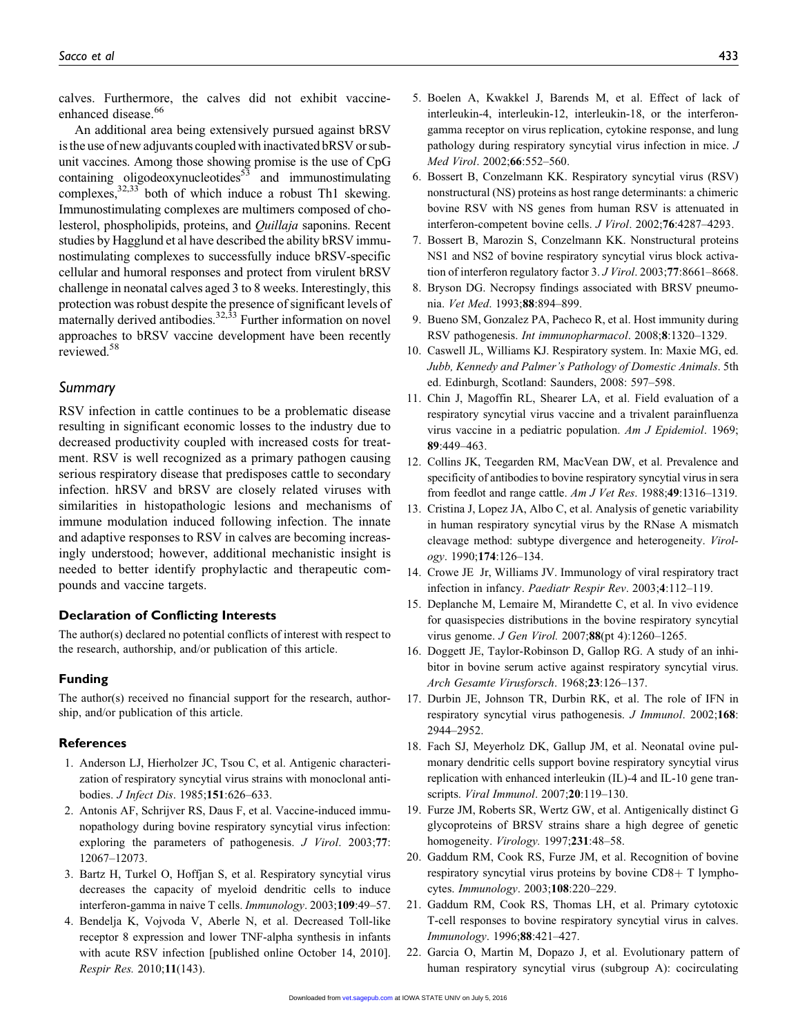calves. Furthermore, the calves did not exhibit vaccine-enhanced disease.[66]

An additional area being extensively pursued against bRSV is the use of new adjuvants coupled with inactivated bRSV or subunit vaccines. Among those showing promise is the use of CpG containing oligodeoxynucleotides[53] and immunostimulating complexes,[32,33] both of which induce a robust Th1 skewing. Immunostimulating complexes are multimers composed of cholesterol, phospholipids, proteins, and *Quillaja* saponins. Recent studies by Hagglund et al have described the ability bRSV immunostimulating complexes to successfully induce bRSV-specific cellular and humoral responses and protect from virulent bRSV challenge in neonatal calves aged 3 to 8 weeks. Interestingly, this protection was robust despite the presence of significant levels of maternally derived antibodies.[32,33] Further information on novel approaches to bRSV vaccine development have been recently reviewed.[58]

## Summary

RSV infection in cattle continues to be a problematic disease resulting in significant economic losses to the industry due to decreased productivity coupled with increased costs for treatment. RSV is well recognized as a primary pathogen causing serious respiratory disease that predisposes cattle to secondary infection. hRSV and bRSV are closely related viruses with similarities in histopathologic lesions and mechanisms of immune modulation induced following infection. The innate and adaptive responses to RSV in calves are becoming increasingly understood; however, additional mechanistic insight is needed to better identify prophylactic and therapeutic compounds and vaccine targets.

### Declaration of Conflicting Interests

The author(s) declared no potential conflicts of interest with respect to the research, authorship, and/or publication of this article.

### Funding

The author(s) received no financial support for the research, authorship, and/or publication of this article.

### References

1. Anderson LJ, Hierholzer JC, Tsou C, et al. Antigenic characterization of respiratory syncytial virus strains with monoclonal antibodies. *J Infect Dis*. 1985;**151**:626–633.
2. Antonis AF, Schrijver RS, Daus F, et al. Vaccine-induced immunopathology during bovine respiratory syncytial virus infection: exploring the parameters of pathogenesis. *J Virol*. 2003;**77**: 12067–12073.
3. Bartz H, Turkel O, Hoffjan S, et al. Respiratory syncytial virus decreases the capacity of myeloid dendritic cells to induce interferon-gamma in naive T cells. *Immunology*. 2003;**109**:49–57.
4. Bendelja K, Vojvoda V, Aberle N, et al. Decreased Toll-like receptor 8 expression and lower TNF-alpha synthesis in infants with acute RSV infection [published online October 14, 2010]. *Respir Res.* 2010;**11**(143).
5. Boelen A, Kwakkel J, Barends M, et al. Effect of lack of interleukin-4, interleukin-12, interleukin-18, or the interferon-gamma receptor on virus replication, cytokine response, and lung pathology during respiratory syncytial virus infection in mice. *J Med Virol*. 2002;**66**:552–560.
6. Bossert B, Conzelmann KK. Respiratory syncytial virus (RSV) nonstructural (NS) proteins as host range determinants: a chimeric bovine RSV with NS genes from human RSV is attenuated in interferon-competent bovine cells. *J Virol*. 2002;**76**:4287–4293.
7. Bossert B, Marozin S, Conzelmann KK. Nonstructural proteins NS1 and NS2 of bovine respiratory syncytial virus block activation of interferon regulatory factor 3. *J Virol*. 2003;**77**:8661–8668.
8. Bryson DG. Necropsy findings associated with BRSV pneumonia. *Vet Med*. 1993;**88**:894–899.
9. Bueno SM, Gonzalez PA, Pacheco R, et al. Host immunity during RSV pathogenesis. *Int immunopharmacol*. 2008;**8**:1320–1329.
10. Caswell JL, Williams KJ. Respiratory system. In: Maxie MG, ed. *Jubb, Kennedy and Palmer's Pathology of Domestic Animals*. 5th ed. Edinburgh, Scotland: Saunders, 2008: 597–598.
11. Chin J, Magoffin RL, Shearer LA, et al. Field evaluation of a respiratory syncytial virus vaccine and a trivalent parainfluenza virus vaccine in a pediatric population. *Am J Epidemiol*. 1969; **89**:449–463.
12. Collins JK, Teegarden RM, MacVean DW, et al. Prevalence and specificity of antibodies to bovine respiratory syncytial virus in sera from feedlot and range cattle. *Am J Vet Res*. 1988;**49**:1316–1319.
13. Cristina J, Lopez JA, Albo C, et al. Analysis of genetic variability in human respiratory syncytial virus by the RNase A mismatch cleavage method: subtype divergence and heterogeneity. *Virology*. 1990;**174**:126–134.
14. Crowe JE Jr, Williams JV. Immunology of viral respiratory tract infection in infancy. *Paediatr Respir Rev*. 2003;**4**:112–119.
15. Deplanche M, Lemaire M, Mirandette C, et al. In vivo evidence for quasispecies distributions in the bovine respiratory syncytial virus genome. *J Gen Virol.* 2007;**88**(pt 4):1260–1265.
16. Doggett JE, Taylor-Robinson D, Gallop RG. A study of an inhibitor in bovine serum active against respiratory syncytial virus. *Arch Gesamte Virusforsch*. 1968;**23**:126–137.
17. Durbin JE, Johnson TR, Durbin RK, et al. The role of IFN in respiratory syncytial virus pathogenesis. *J Immunol*. 2002;**168**: 2944–2952.
18. Fach SJ, Meyerholz DK, Gallup JM, et al. Neonatal ovine pulmonary dendritic cells support bovine respiratory syncytial virus replication with enhanced interleukin (IL)-4 and IL-10 gene transcripts. *Viral Immunol*. 2007;**20**:119–130.
19. Furze JM, Roberts SR, Wertz GW, et al. Antigenically distinct G glycoproteins of BRSV strains share a high degree of genetic homogeneity. *Virology.* 1997;**231**:48–58.
20. Gaddum RM, Cook RS, Furze JM, et al. Recognition of bovine respiratory syncytial virus proteins by bovine CD8+ T lymphocytes. *Immunology*. 2003;**108**:220–229.
21. Gaddum RM, Cook RS, Thomas LH, et al. Primary cytotoxic T-cell responses to bovine respiratory syncytial virus in calves. *Immunology*. 1996;**88**:421–427.
22. Garcia O, Martin M, Dopazo J, et al. Evolutionary pattern of human respiratory syncytial virus (subgroup A): cocirculating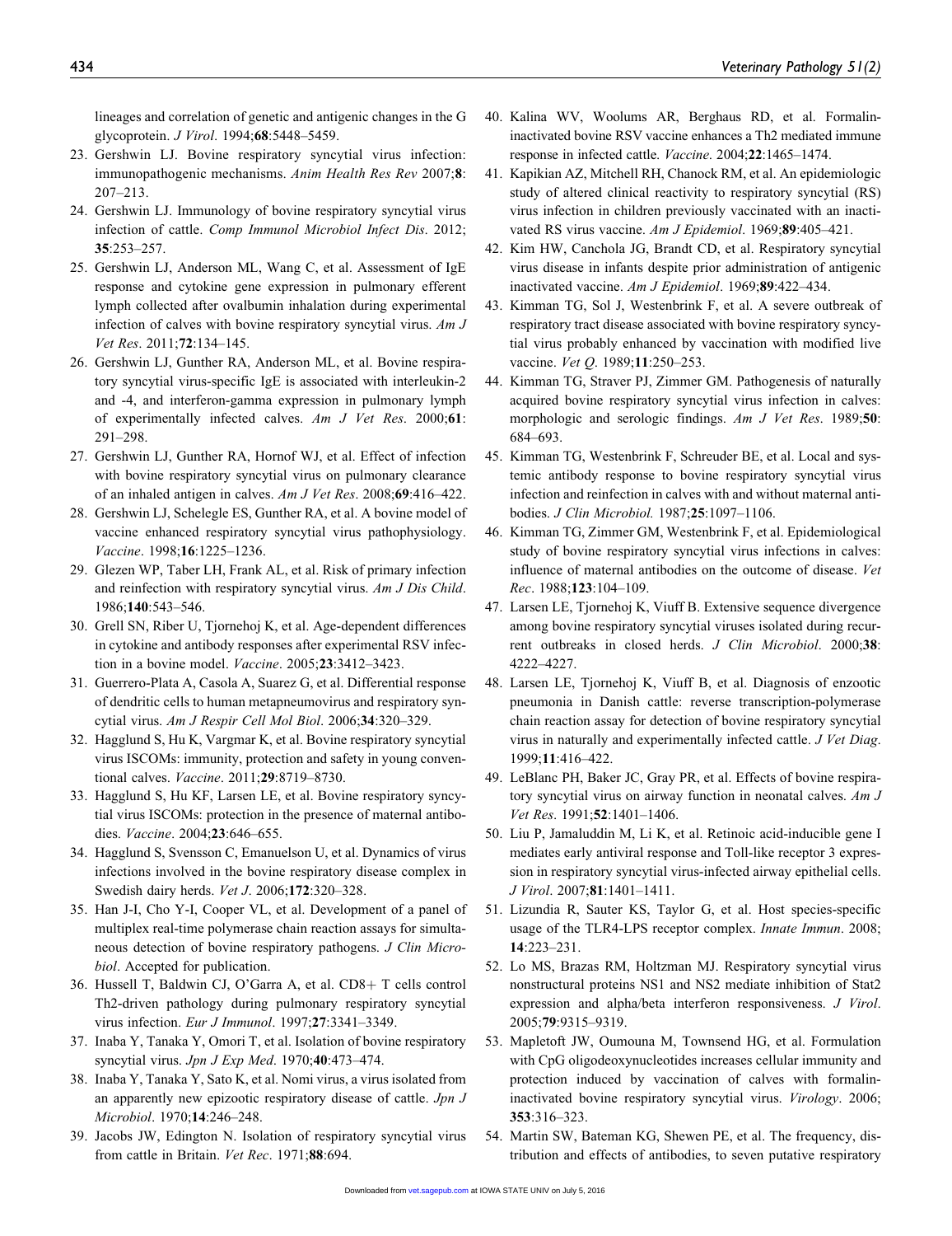lineages and correlation of genetic and antigenic changes in the G glycoprotein. *J Virol*. 1994;**68**:5448–5459.

23. Gershwin LJ. Bovine respiratory syncytial virus infection: immunopathogenic mechanisms. *Anim Health Res Rev* 2007;**8**: 207–213.
24. Gershwin LJ. Immunology of bovine respiratory syncytial virus infection of cattle. *Comp Immunol Microbiol Infect Dis*. 2012; **35**:253–257.
25. Gershwin LJ, Anderson ML, Wang C, et al. Assessment of IgE response and cytokine gene expression in pulmonary efferent lymph collected after ovalbumin inhalation during experimental infection of calves with bovine respiratory syncytial virus. *Am J Vet Res*. 2011;**72**:134–145.
26. Gershwin LJ, Gunther RA, Anderson ML, et al. Bovine respiratory syncytial virus-specific IgE is associated with interleukin-2 and -4, and interferon-gamma expression in pulmonary lymph of experimentally infected calves. *Am J Vet Res*. 2000;**61**: 291–298.
27. Gershwin LJ, Gunther RA, Hornof WJ, et al. Effect of infection with bovine respiratory syncytial virus on pulmonary clearance of an inhaled antigen in calves. *Am J Vet Res*. 2008;**69**:416–422.
28. Gershwin LJ, Schelegle ES, Gunther RA, et al. A bovine model of vaccine enhanced respiratory syncytial virus pathophysiology. *Vaccine*. 1998;**16**:1225–1236.
29. Glezen WP, Taber LH, Frank AL, et al. Risk of primary infection and reinfection with respiratory syncytial virus. *Am J Dis Child*. 1986;**140**:543–546.
30. Grell SN, Riber U, Tjornehoj K, et al. Age-dependent differences in cytokine and antibody responses after experimental RSV infection in a bovine model. *Vaccine*. 2005;**23**:3412–3423.
31. Guerrero-Plata A, Casola A, Suarez G, et al. Differential response of dendritic cells to human metapneumovirus and respiratory syncytial virus. *Am J Respir Cell Mol Biol*. 2006;**34**:320–329.
32. Hagglund S, Hu K, Vargmar K, et al. Bovine respiratory syncytial virus ISCOMs: immunity, protection and safety in young conventional calves. *Vaccine*. 2011;**29**:8719–8730.
33. Hagglund S, Hu KF, Larsen LE, et al. Bovine respiratory syncytial virus ISCOMs: protection in the presence of maternal antibodies. *Vaccine*. 2004;**23**:646–655.
34. Hagglund S, Svensson C, Emanuelson U, et al. Dynamics of virus infections involved in the bovine respiratory disease complex in Swedish dairy herds. *Vet J*. 2006;**172**:320–328.
35. Han J-I, Cho Y-I, Cooper VL, et al. Development of a panel of multiplex real-time polymerase chain reaction assays for simultaneous detection of bovine respiratory pathogens. *J Clin Microbiol*. Accepted for publication.
36. Hussell T, Baldwin CJ, O'Garra A, et al. CD8+ T cells control Th2-driven pathology during pulmonary respiratory syncytial virus infection. *Eur J Immunol*. 1997;**27**:3341–3349.
37. Inaba Y, Tanaka Y, Omori T, et al. Isolation of bovine respiratory syncytial virus. *Jpn J Exp Med*. 1970;**40**:473–474.
38. Inaba Y, Tanaka Y, Sato K, et al. Nomi virus, a virus isolated from an apparently new epizootic respiratory disease of cattle. *Jpn J Microbiol*. 1970;**14**:246–248.
39. Jacobs JW, Edington N. Isolation of respiratory syncytial virus from cattle in Britain. *Vet Rec*. 1971;**88**:694.
40. Kalina WV, Woolums AR, Berghaus RD, et al. Formalin-inactivated bovine RSV vaccine enhances a Th2 mediated immune response in infected cattle. *Vaccine*. 2004;**22**:1465–1474.
41. Kapikian AZ, Mitchell RH, Chanock RM, et al. An epidemiologic study of altered clinical reactivity to respiratory syncytial (RS) virus infection in children previously vaccinated with an inactivated RS virus vaccine. *Am J Epidemiol*. 1969;**89**:405–421.
42. Kim HW, Canchola JG, Brandt CD, et al. Respiratory syncytial virus disease in infants despite prior administration of antigenic inactivated vaccine. *Am J Epidemiol*. 1969;**89**:422–434.
43. Kimman TG, Sol J, Westenbrink F, et al. A severe outbreak of respiratory tract disease associated with bovine respiratory syncytial virus probably enhanced by vaccination with modified live vaccine. *Vet Q*. 1989;**11**:250–253.
44. Kimman TG, Straver PJ, Zimmer GM. Pathogenesis of naturally acquired bovine respiratory syncytial virus infection in calves: morphologic and serologic findings. *Am J Vet Res*. 1989;**50**: 684–693.
45. Kimman TG, Westenbrink F, Schreuder BE, et al. Local and systemic antibody response to bovine respiratory syncytial virus infection and reinfection in calves with and without maternal antibodies. *J Clin Microbiol.* 1987;**25**:1097–1106.
46. Kimman TG, Zimmer GM, Westenbrink F, et al. Epidemiological study of bovine respiratory syncytial virus infections in calves: influence of maternal antibodies on the outcome of disease. *Vet Rec*. 1988;**123**:104–109.
47. Larsen LE, Tjornehoj K, Viuff B. Extensive sequence divergence among bovine respiratory syncytial viruses isolated during recurrent outbreaks in closed herds. *J Clin Microbiol*. 2000;**38**: 4222–4227.
48. Larsen LE, Tjornehoj K, Viuff B, et al. Diagnosis of enzootic pneumonia in Danish cattle: reverse transcription-polymerase chain reaction assay for detection of bovine respiratory syncytial virus in naturally and experimentally infected cattle. *J Vet Diag*. 1999;**11**:416–422.
49. LeBlanc PH, Baker JC, Gray PR, et al. Effects of bovine respiratory syncytial virus on airway function in neonatal calves. *Am J Vet Res*. 1991;**52**:1401–1406.
50. Liu P, Jamaluddin M, Li K, et al. Retinoic acid-inducible gene I mediates early antiviral response and Toll-like receptor 3 expression in respiratory syncytial virus-infected airway epithelial cells. *J Virol*. 2007;**81**:1401–1411.
51. Lizundia R, Sauter KS, Taylor G, et al. Host species-specific usage of the TLR4-LPS receptor complex. *Innate Immun*. 2008; **14**:223–231.
52. Lo MS, Brazas RM, Holtzman MJ. Respiratory syncytial virus nonstructural proteins NS1 and NS2 mediate inhibition of Stat2 expression and alpha/beta interferon responsiveness. *J Virol*. 2005;**79**:9315–9319.
53. Mapletoft JW, Oumouna M, Townsend HG, et al. Formulation with CpG oligodeoxynucleotides increases cellular immunity and protection induced by vaccination of calves with formalin-inactivated bovine respiratory syncytial virus. *Virology*. 2006; **353**:316–323.
54. Martin SW, Bateman KG, Shewen PE, et al. The frequency, distribution and effects of antibodies, to seven putative respiratory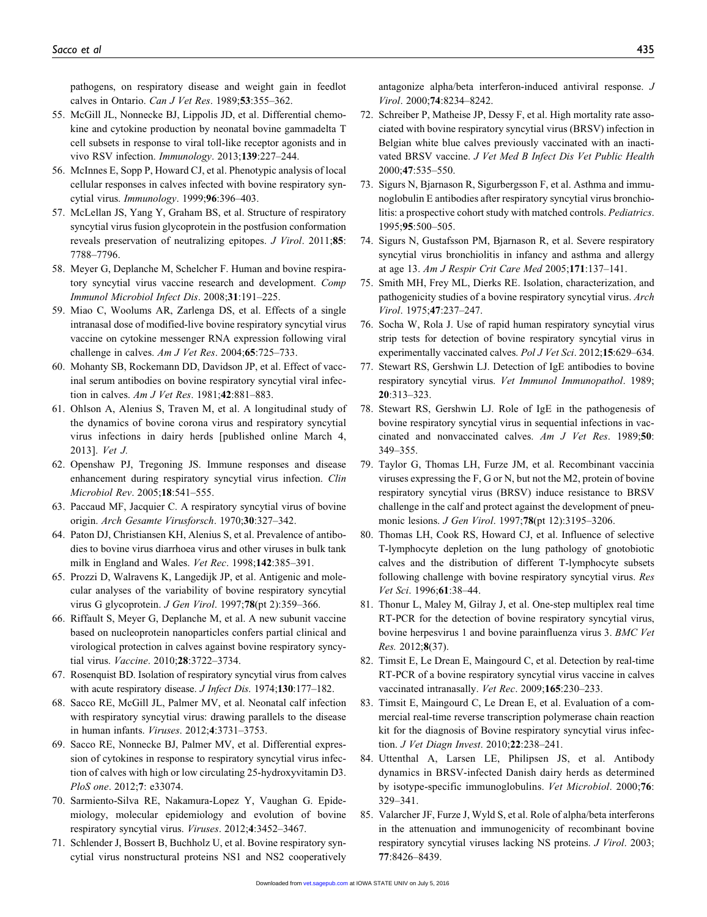pathogens, on respiratory disease and weight gain in feedlot calves in Ontario. *Can J Vet Res*. 1989;**53**:355–362.

55. McGill JL, Nonnecke BJ, Lippolis JD, et al. Differential chemokine and cytokine production by neonatal bovine gammadelta T cell subsets in response to viral toll-like receptor agonists and in vivo RSV infection. *Immunology*. 2013;**139**:227–244.
56. McInnes E, Sopp P, Howard CJ, et al. Phenotypic analysis of local cellular responses in calves infected with bovine respiratory syncytial virus. *Immunology*. 1999;**96**:396–403.
57. McLellan JS, Yang Y, Graham BS, et al. Structure of respiratory syncytial virus fusion glycoprotein in the postfusion conformation reveals preservation of neutralizing epitopes. *J Virol*. 2011;**85**: 7788–7796.
58. Meyer G, Deplanche M, Schelcher F. Human and bovine respiratory syncytial virus vaccine research and development. *Comp Immunol Microbiol Infect Dis*. 2008;**31**:191–225.
59. Miao C, Woolums AR, Zarlenga DS, et al. Effects of a single intranasal dose of modified-live bovine respiratory syncytial virus vaccine on cytokine messenger RNA expression following viral challenge in calves. *Am J Vet Res*. 2004;**65**:725–733.
60. Mohanty SB, Rockemann DD, Davidson JP, et al. Effect of vaccinal serum antibodies on bovine respiratory syncytial viral infection in calves. *Am J Vet Res*. 1981;**42**:881–883.
61. Ohlson A, Alenius S, Traven M, et al. A longitudinal study of the dynamics of bovine corona virus and respiratory syncytial virus infections in dairy herds [published online March 4, 2013]. *Vet J.*
62. Openshaw PJ, Tregoning JS. Immune responses and disease enhancement during respiratory syncytial virus infection. *Clin Microbiol Rev*. 2005;**18**:541–555.
63. Paccaud MF, Jacquier C. A respiratory syncytial virus of bovine origin. *Arch Gesamte Virusforsch*. 1970;**30**:327–342.
64. Paton DJ, Christiansen KH, Alenius S, et al. Prevalence of antibodies to bovine virus diarrhoea virus and other viruses in bulk tank milk in England and Wales. *Vet Rec*. 1998;**142**:385–391.
65. Prozzi D, Walravens K, Langedijk JP, et al. Antigenic and molecular analyses of the variability of bovine respiratory syncytial virus G glycoprotein. *J Gen Virol*. 1997;**78**(pt 2):359–366.
66. Riffault S, Meyer G, Deplanche M, et al. A new subunit vaccine based on nucleoprotein nanoparticles confers partial clinical and virological protection in calves against bovine respiratory syncytial virus. *Vaccine*. 2010;**28**:3722–3734.
67. Rosenquist BD. Isolation of respiratory syncytial virus from calves with acute respiratory disease. *J Infect Dis*. 1974;**130**:177–182.
68. Sacco RE, McGill JL, Palmer MV, et al. Neonatal calf infection with respiratory syncytial virus: drawing parallels to the disease in human infants. *Viruses*. 2012;**4**:3731–3753.
69. Sacco RE, Nonnecke BJ, Palmer MV, et al. Differential expression of cytokines in response to respiratory syncytial virus infection of calves with high or low circulating 25-hydroxyvitamin D3. *PloS one*. 2012;**7**: e33074.
70. Sarmiento-Silva RE, Nakamura-Lopez Y, Vaughan G. Epidemiology, molecular epidemiology and evolution of bovine respiratory syncytial virus. *Viruses*. 2012;**4**:3452–3467.
71. Schlender J, Bossert B, Buchholz U, et al. Bovine respiratory syncytial virus nonstructural proteins NS1 and NS2 cooperatively antagonize alpha/beta interferon-induced antiviral response. *J Virol*. 2000;**74**:8234–8242.
72. Schreiber P, Matheise JP, Dessy F, et al. High mortality rate associated with bovine respiratory syncytial virus (BRSV) infection in Belgian white blue calves previously vaccinated with an inactivated BRSV vaccine. *J Vet Med B Infect Dis Vet Public Health* 2000;**47**:535–550.
73. Sigurs N, Bjarnason R, Sigurbergsson F, et al. Asthma and immunoglobulin E antibodies after respiratory syncytial virus bronchiolitis: a prospective cohort study with matched controls. *Pediatrics*. 1995;**95**:500–505.
74. Sigurs N, Gustafsson PM, Bjarnason R, et al. Severe respiratory syncytial virus bronchiolitis in infancy and asthma and allergy at age 13. *Am J Respir Crit Care Med* 2005;**171**:137–141.
75. Smith MH, Frey ML, Dierks RE. Isolation, characterization, and pathogenicity studies of a bovine respiratory syncytial virus. *Arch Virol*. 1975;**47**:237–247.
76. Socha W, Rola J. Use of rapid human respiratory syncytial virus strip tests for detection of bovine respiratory syncytial virus in experimentally vaccinated calves. *Pol J Vet Sci*. 2012;**15**:629–634.
77. Stewart RS, Gershwin LJ. Detection of IgE antibodies to bovine respiratory syncytial virus. *Vet Immunol Immunopathol*. 1989; **20**:313–323.
78. Stewart RS, Gershwin LJ. Role of IgE in the pathogenesis of bovine respiratory syncytial virus in sequential infections in vaccinated and nonvaccinated calves. *Am J Vet Res*. 1989;**50**: 349–355.
79. Taylor G, Thomas LH, Furze JM, et al. Recombinant vaccinia viruses expressing the F, G or N, but not the M2, protein of bovine respiratory syncytial virus (BRSV) induce resistance to BRSV challenge in the calf and protect against the development of pneumonic lesions. *J Gen Virol*. 1997;**78**(pt 12):3195–3206.
80. Thomas LH, Cook RS, Howard CJ, et al. Influence of selective T-lymphocyte depletion on the lung pathology of gnotobiotic calves and the distribution of different T-lymphocyte subsets following challenge with bovine respiratory syncytial virus. *Res Vet Sci*. 1996;**61**:38–44.
81. Thonur L, Maley M, Gilray J, et al. One-step multiplex real time RT-PCR for the detection of bovine respiratory syncytial virus, bovine herpesvirus 1 and bovine parainfluenza virus 3. *BMC Vet Res.* 2012;**8**(37).
82. Timsit E, Le Drean E, Maingourd C, et al. Detection by real-time RT-PCR of a bovine respiratory syncytial virus vaccine in calves vaccinated intranasally. *Vet Rec*. 2009;**165**:230–233.
83. Timsit E, Maingourd C, Le Drean E, et al. Evaluation of a commercial real-time reverse transcription polymerase chain reaction kit for the diagnosis of Bovine respiratory syncytial virus infection. *J Vet Diagn Invest*. 2010;**22**:238–241.
84. Uttenthal A, Larsen LE, Philipsen JS, et al. Antibody dynamics in BRSV-infected Danish dairy herds as determined by isotype-specific immunoglobulins. *Vet Microbiol*. 2000;**76**: 329–341.
85. Valarcher JF, Furze J, Wyld S, et al. Role of alpha/beta interferons in the attenuation and immunogenicity of recombinant bovine respiratory syncytial viruses lacking NS proteins. *J Virol*. 2003; **77**:8426–8439.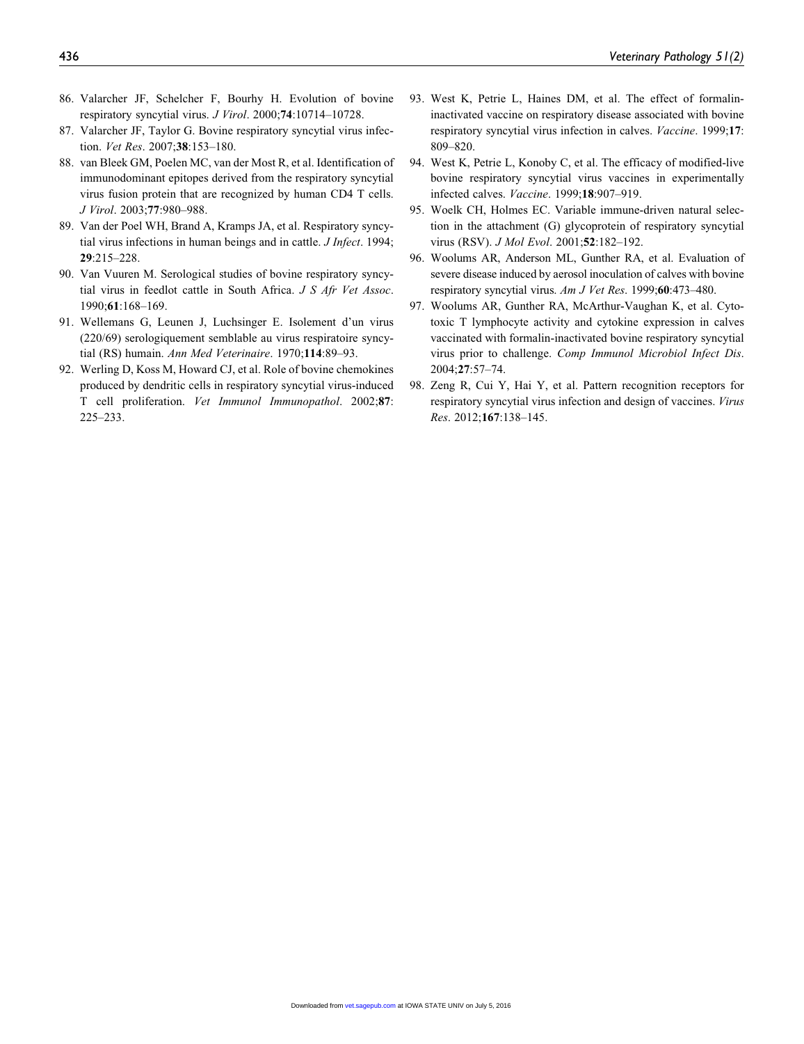86. Valarcher JF, Schelcher F, Bourhy H. Evolution of bovine respiratory syncytial virus. *J Virol*. 2000;**74**:10714–10728.
87. Valarcher JF, Taylor G. Bovine respiratory syncytial virus infection. *Vet Res*. 2007;**38**:153–180.
88. van Bleek GM, Poelen MC, van der Most R, et al. Identification of immunodominant epitopes derived from the respiratory syncytial virus fusion protein that are recognized by human CD4 T cells. *J Virol*. 2003;**77**:980–988.
89. Van der Poel WH, Brand A, Kramps JA, et al. Respiratory syncytial virus infections in human beings and in cattle. *J Infect*. 1994;**29**:215–228.
90. Van Vuuren M. Serological studies of bovine respiratory syncytial virus in feedlot cattle in South Africa. *J S Afr Vet Assoc*. 1990;**61**:168–169.
91. Wellemans G, Leunen J, Luchsinger E. Isolement d'un virus (220/69) serologiquement semblable au virus respiratoire syncytial (RS) humain. *Ann Med Veterinaire*. 1970;**114**:89–93.
92. Werling D, Koss M, Howard CJ, et al. Role of bovine chemokines produced by dendritic cells in respiratory syncytial virus-induced T cell proliferation. *Vet Immunol Immunopathol*. 2002;**87**:225–233.
93. West K, Petrie L, Haines DM, et al. The effect of formalin-inactivated vaccine on respiratory disease associated with bovine respiratory syncytial virus infection in calves. *Vaccine*. 1999;**17**:809–820.
94. West K, Petrie L, Konoby C, et al. The efficacy of modified-live bovine respiratory syncytial virus vaccines in experimentally infected calves. *Vaccine*. 1999;**18**:907–919.
95. Woelk CH, Holmes EC. Variable immune-driven natural selection in the attachment (G) glycoprotein of respiratory syncytial virus (RSV). *J Mol Evol*. 2001;**52**:182–192.
96. Woolums AR, Anderson ML, Gunther RA, et al. Evaluation of severe disease induced by aerosol inoculation of calves with bovine respiratory syncytial virus. *Am J Vet Res*. 1999;**60**:473–480.
97. Woolums AR, Gunther RA, McArthur-Vaughan K, et al. Cytotoxic T lymphocyte activity and cytokine expression in calves vaccinated with formalin-inactivated bovine respiratory syncytial virus prior to challenge. *Comp Immunol Microbiol Infect Dis*. 2004;**27**:57–74.
98. Zeng R, Cui Y, Hai Y, et al. Pattern recognition receptors for respiratory syncytial virus infection and design of vaccines. *Virus Res*. 2012;**167**:138–145.